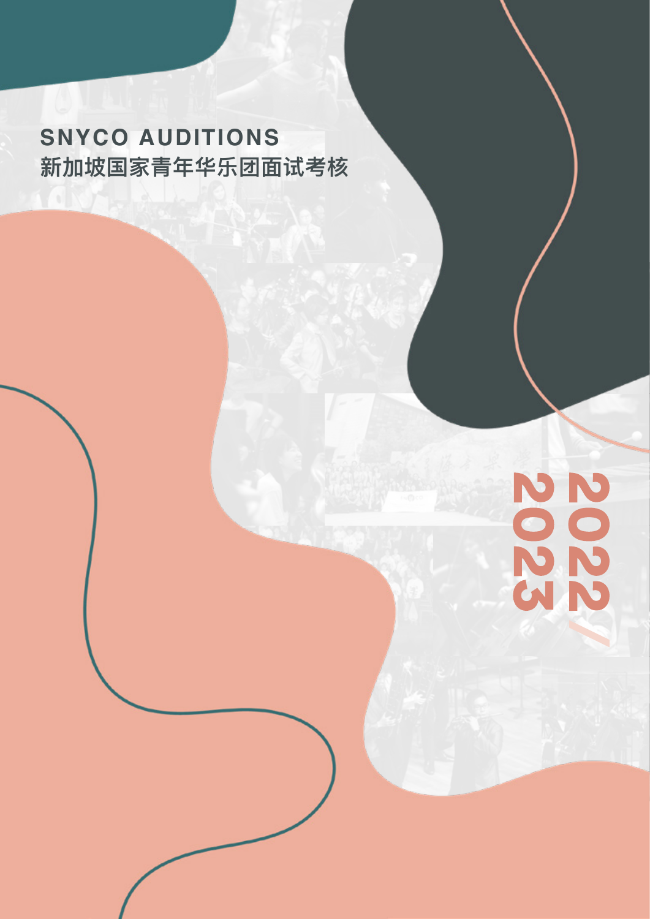# SNYCO AUDITIONS
# 新加坡国家青年华乐团面试考核

2022/2023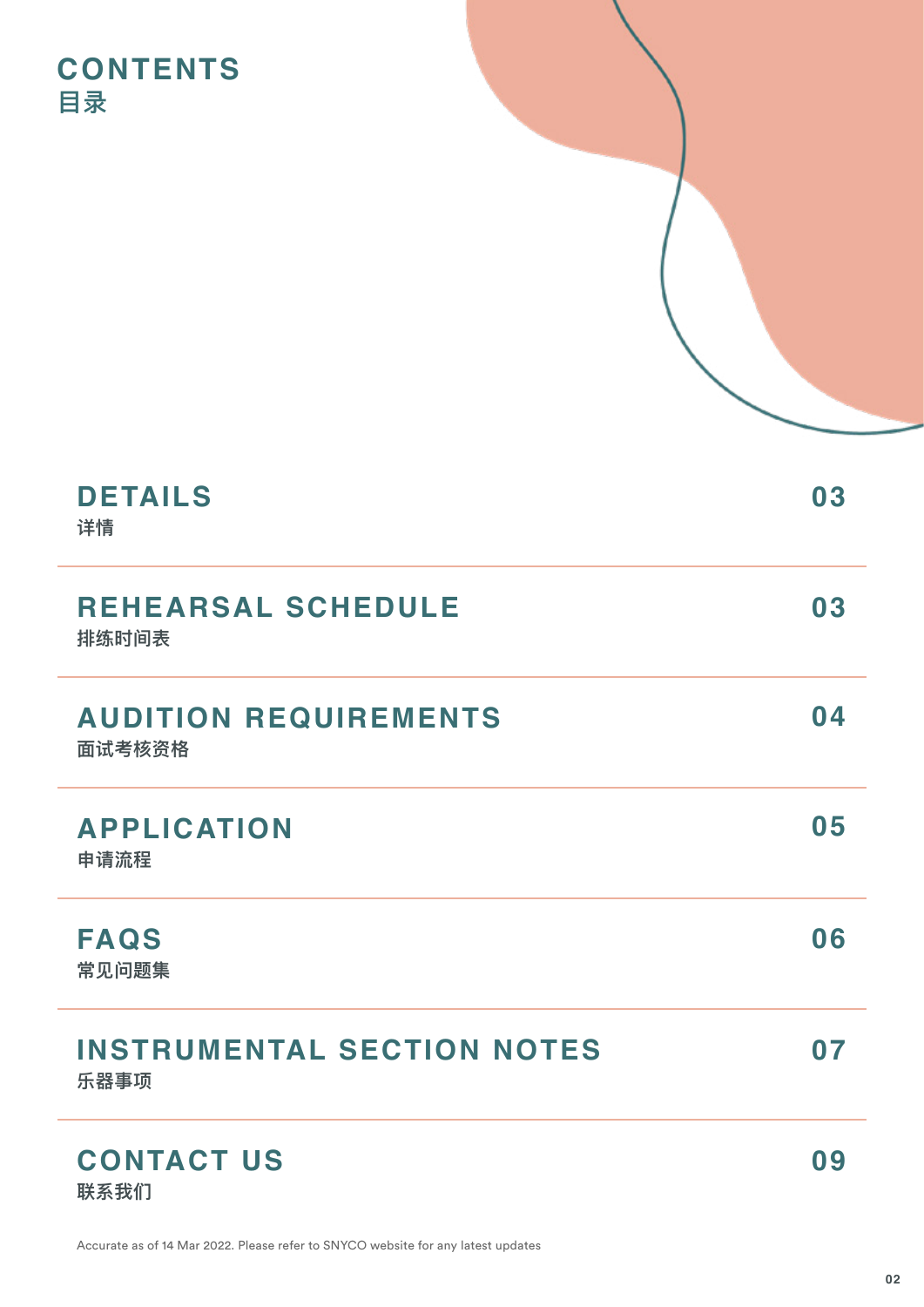# CONTENTS
# 目录

| Section | Page |
| --- | --- |
| DETAILS 详情 | 03 |
| REHEARSAL SCHEDULE 排练时间表 | 03 |
| AUDITION REQUIREMENTS 面试考核资格 | 04 |
| APPLICATION 申请流程 | 05 |
| FAQS 常见问题集 | 06 |
| INSTRUMENTAL SECTION NOTES 乐器事项 | 07 |
| CONTACT US 联系我们 | 09 |

Accurate as of 14 Mar 2022. Please refer to SNYCO website for any latest updates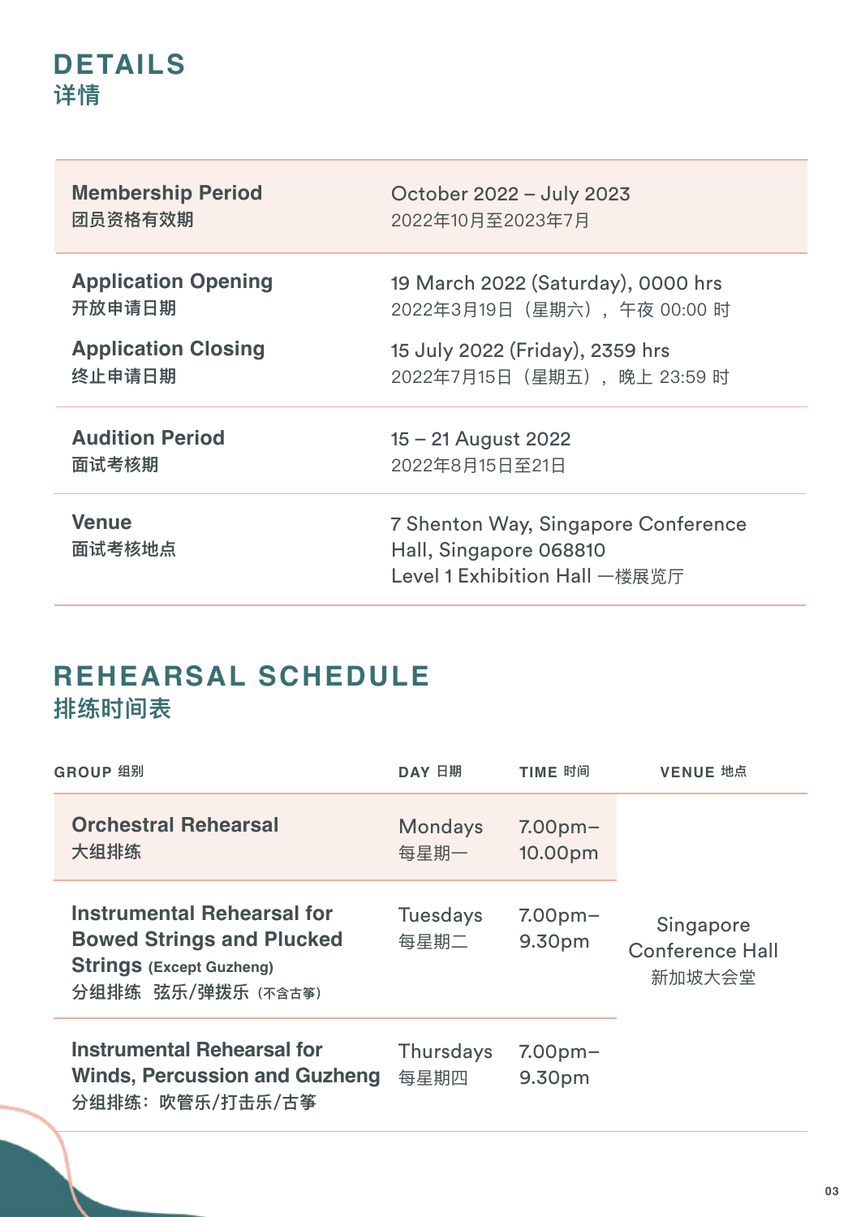## DETAILS
## 详情

| | |
|---|---|
| **Membership Period**<br>**团员资格有效期** | October 2022 – July 2023<br>2022年10月至2023年7月 |
| **Application Opening**<br>**开放申请日期** | 19 March 2022 (Saturday), 0000 hrs<br>2022年3月19日（星期六），午夜 00:00 时 |
| **Application Closing**<br>**终止申请日期** | 15 July 2022 (Friday), 2359 hrs<br>2022年7月15日（星期五），晚上 23:59 时 |
| **Audition Period**<br>**面试考核期** | 15 – 21 August 2022<br>2022年8月15日至21日 |
| **Venue**<br>**面试考核地点** | 7 Shenton Way, Singapore Conference Hall, Singapore 068810<br>Level 1 Exhibition Hall 一楼展览厅 |

## REHEARSAL SCHEDULE
## 排练时间表

| GROUP 组别 | DAY 日期 | TIME 时间 | VENUE 地点 |
|---|---|---|---|
| **Orchestral Rehearsal**<br>**大组排练** | Mondays<br>每星期一 | 7.00pm–10.00pm | Singapore Conference Hall<br>新加坡大会堂 |
| **Instrumental Rehearsal for Bowed Strings and Plucked Strings** (Except Guzheng)<br>**分组排练 弦乐/弹拨乐**（不含古筝） | Tuesdays<br>每星期二 | 7.00pm–9.30pm | |
| **Instrumental Rehearsal for Winds, Percussion and Guzheng**<br>**分组排练：吹管乐/打击乐/古筝** | Thursdays<br>每星期四 | 7.00pm–9.30pm | |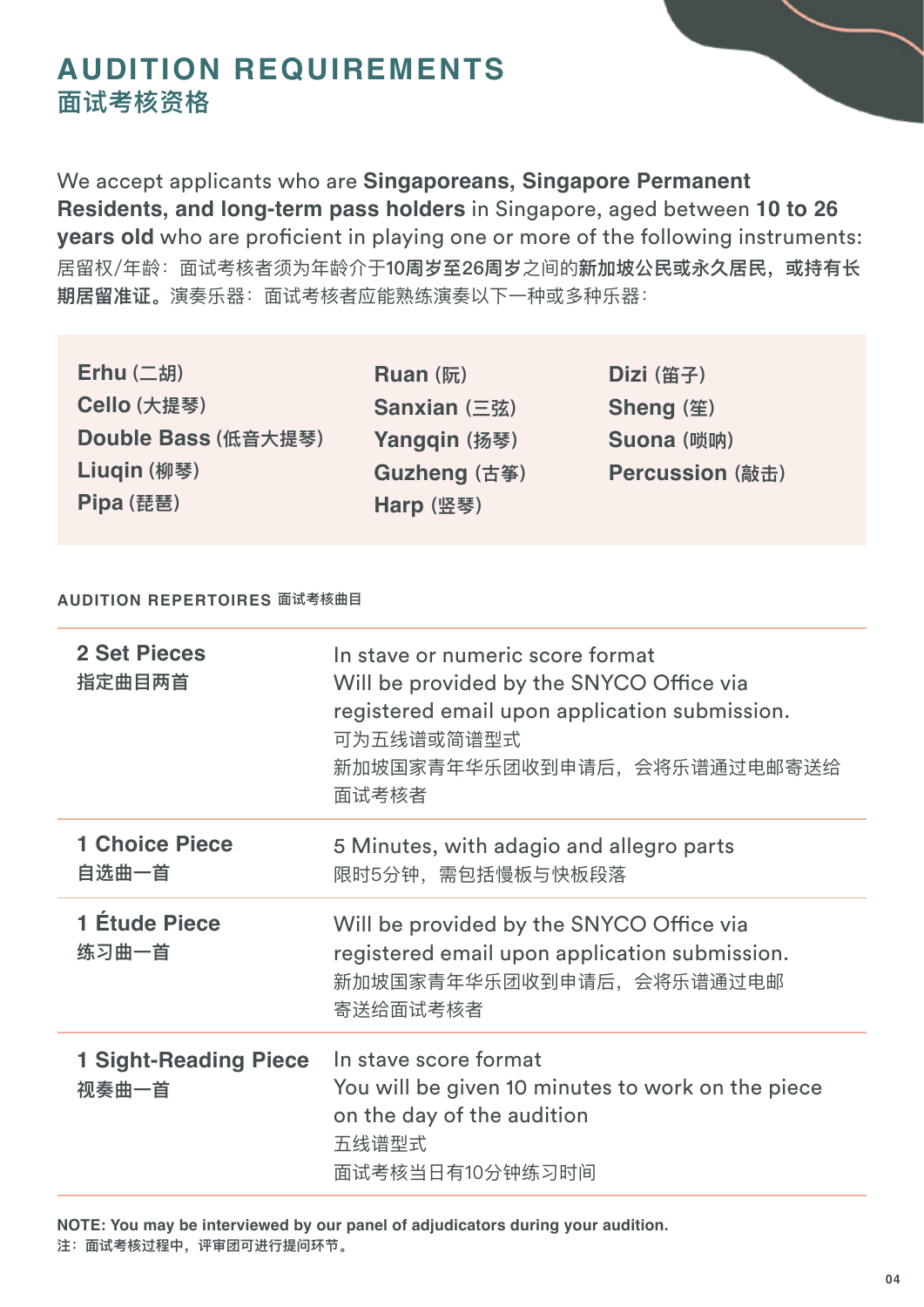# AUDITION REQUIREMENTS
## 面试考核资格

We accept applicants who are **Singaporeans, Singapore Permanent Residents, and long-term pass holders** in Singapore, aged between **10 to 26 years old** who are proficient in playing one or more of the following instruments:
居留权/年龄：面试考核者须为年龄介于**10周岁至26周岁**之间的**新加坡公民或永久居民，或持有长期居留准证。**演奏乐器：面试考核者应能熟练演奏以下一种或多种乐器：

| | | |
|---|---|---|
| **Erhu** (二胡) | **Ruan** (阮) | **Dizi** (笛子) |
| **Cello** (大提琴) | **Sanxian** (三弦) | **Sheng** (笙) |
| **Double Bass** (低音大提琴) | **Yangqin** (扬琴) | **Suona** (唢呐) |
| **Liuqin** (柳琴) | **Guzheng** (古筝) | **Percussion** (敲击) |
| **Pipa** (琵琶) | **Harp** (竖琴) | |

### AUDITION REPERTOIRES 面试考核曲目

| | |
|---|---|
| **2 Set Pieces**<br>**指定曲目两首** | In stave or numeric score format<br>Will be provided by the SNYCO Office via registered email upon application submission.<br>可为五线谱或简谱型式<br>新加坡国家青年华乐团收到申请后，会将乐谱通过电邮寄送给面试考核者 |
| **1 Choice Piece**<br>**自选曲一首** | 5 Minutes, with adagio and allegro parts<br>限时5分钟，需包括慢板与快板段落 |
| **1 Étude Piece**<br>**练习曲一首** | Will be provided by the SNYCO Office via registered email upon application submission.<br>新加坡国家青年华乐团收到申请后，会将乐谱通过电邮寄送给面试考核者 |
| **1 Sight-Reading Piece**<br>**视奏曲一首** | In stave score format<br>You will be given 10 minutes to work on the piece on the day of the audition<br>五线谱型式<br>面试考核当日有10分钟练习时间 |

**NOTE: You may be interviewed by our panel of adjudicators during your audition.**
**注：面试考核过程中，评审团可进行提问环节。**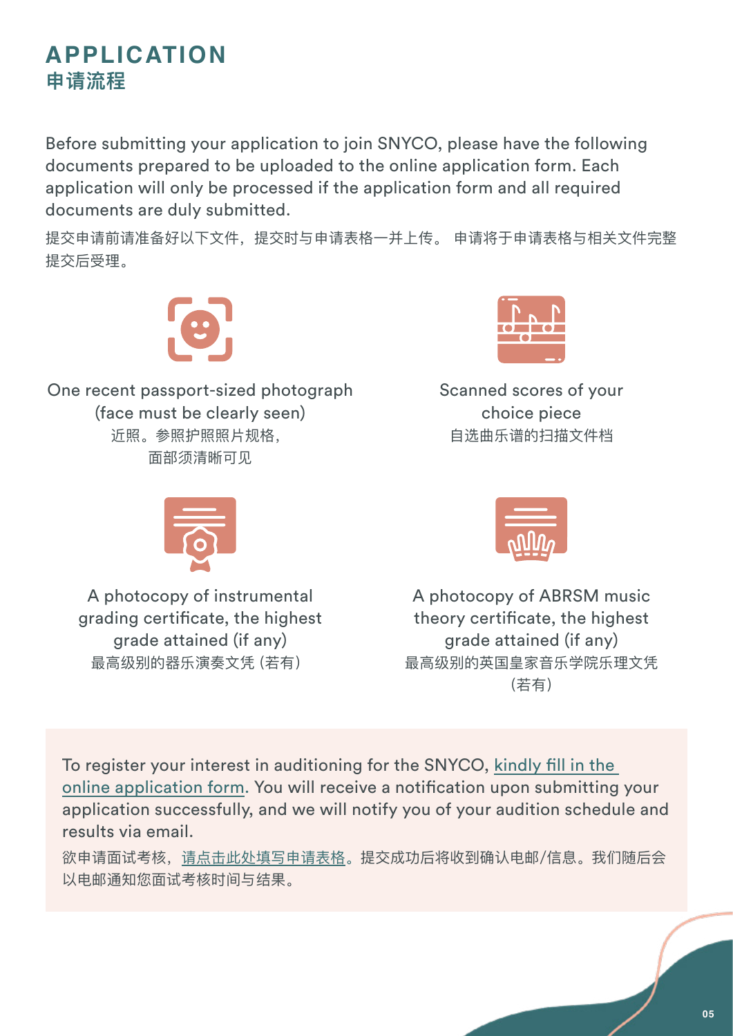# APPLICATION
## 申请流程

Before submitting your application to join SNYCO, please have the following documents prepared to be uploaded to the online application form. Each application will only be processed if the application form and all required documents are duly submitted.

提交申请前请准备好以下文件，提交时与申请表格一并上传。 申请将于申请表格与相关文件完整提交后受理。

One recent passport-sized photograph (face must be clearly seen)
近照。参照护照照片规格，面部须清晰可见

Scanned scores of your choice piece
自选曲乐谱的扫描文件档

A photocopy of instrumental grading certificate, the highest grade attained (if any)
最高级别的器乐演奏文凭 (若有)

A photocopy of ABRSM music theory certificate, the highest grade attained (if any)
最高级别的英国皇家音乐学院乐理文凭 (若有)

To register your interest in auditioning for the SNYCO, kindly fill in the online application form. You will receive a notification upon submitting your application successfully, and we will notify you of your audition schedule and results via email.

欲申请面试考核，请点击此处填写申请表格。提交成功后将收到确认电邮/信息。我们随后会以电邮通知您面试考核时间与结果。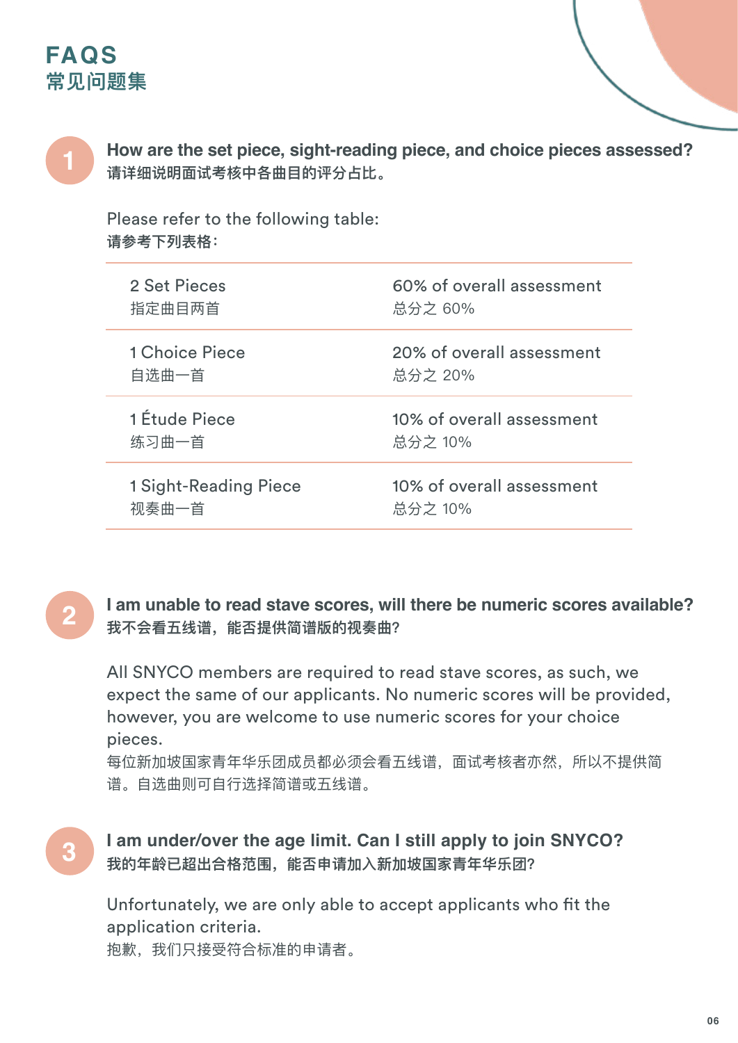# FAQS
# 常见问题集

## 1. How are the set piece, sight-reading piece, and choice pieces assessed?
**请详细说明面试考核中各曲目的评分占比。**

Please refer to the following table:
**请参考下列表格:**

| | |
|---|---|
| 2 Set Pieces<br>指定曲目两首 | 60% of overall assessment<br>总分之 60% |
| 1 Choice Piece<br>自选曲一首 | 20% of overall assessment<br>总分之 20% |
| 1 Étude Piece<br>练习曲一首 | 10% of overall assessment<br>总分之 10% |
| 1 Sight-Reading Piece<br>视奏曲一首 | 10% of overall assessment<br>总分之 10% |

## 2. I am unable to read stave scores, will there be numeric scores available?
**我不会看五线谱，能否提供简谱版的视奏曲?**

All SNYCO members are required to read stave scores, as such, we expect the same of our applicants. No numeric scores will be provided, however, you are welcome to use numeric scores for your choice pieces.

每位新加坡国家青年华乐团成员都必须会看五线谱，面试考核者亦然，所以不提供简谱。自选曲则可自行选择简谱或五线谱。

## 3. I am under/over the age limit. Can I still apply to join SNYCO?
**我的年龄已超出合格范围，能否申请加入新加坡国家青年华乐团?**

Unfortunately, we are only able to accept applicants who fit the application criteria.

抱歉，我们只接受符合标准的申请者。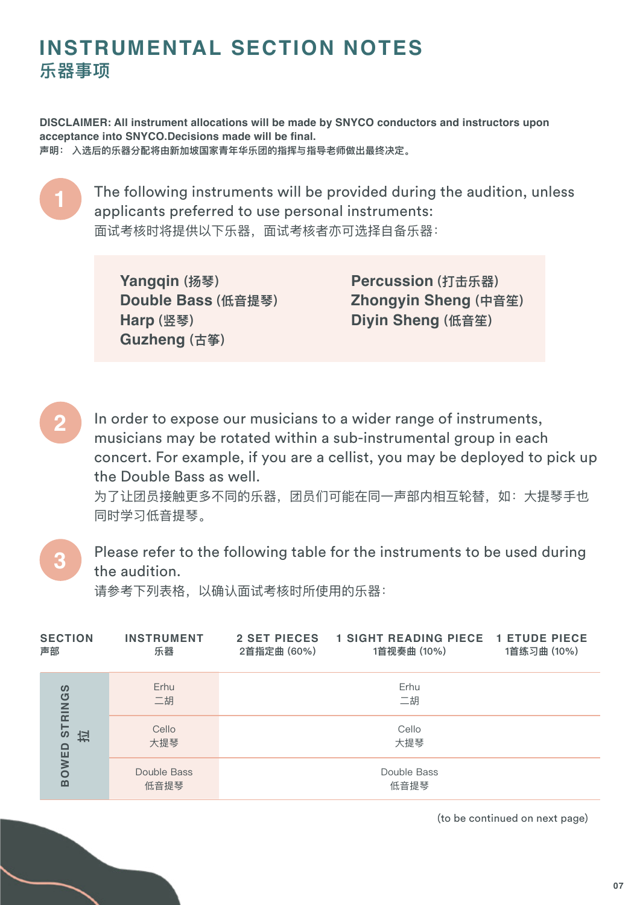# INSTRUMENTAL SECTION NOTES
## 乐器事项

**DISCLAIMER: All instrument allocations will be made by SNYCO conductors and instructors upon acceptance into SNYCO.Decisions made will be final.**
**声明： 入选后的乐器分配将由新加坡国家青年华乐团的指挥与指导老师做出最终决定。**

1. The following instruments will be provided during the audition, unless applicants preferred to use personal instruments:
   面试考核时将提供以下乐器，面试考核者亦可选择自备乐器：

   **Yangqin** (扬琴)
   **Double Bass** (低音提琴)
   **Harp** (竖琴)
   **Guzheng** (古筝)
   **Percussion** (打击乐器)
   **Zhongyin Sheng** (中音笙)
   **Diyin Sheng** (低音笙)

2. In order to expose our musicians to a wider range of instruments, musicians may be rotated within a sub-instrumental group in each concert. For example, if you are a cellist, you may be deployed to pick up the Double Bass as well.
   为了让团员接触更多不同的乐器，团员们可能在同一声部内相互轮替，如：大提琴手也同时学习低音提琴。

3. Please refer to the following table for the instruments to be used during the audition.
   请参考下列表格，以确认面试考核时所使用的乐器：

| SECTION 声部 | INSTRUMENT 乐器 | 2 SET PIECES 2首指定曲 (60%) | 1 SIGHT READING PIECE 1首视奏曲 (10%) | 1 ETUDE PIECE 1首练习曲 (10%) |
|---|---|---|---|---|
| BOWED STRINGS 拉 | Erhu 二胡 | | Erhu 二胡 | |
| | Cello 大提琴 | | Cello 大提琴 | |
| | Double Bass 低音提琴 | | Double Bass 低音提琴 | |

(to be continued on next page)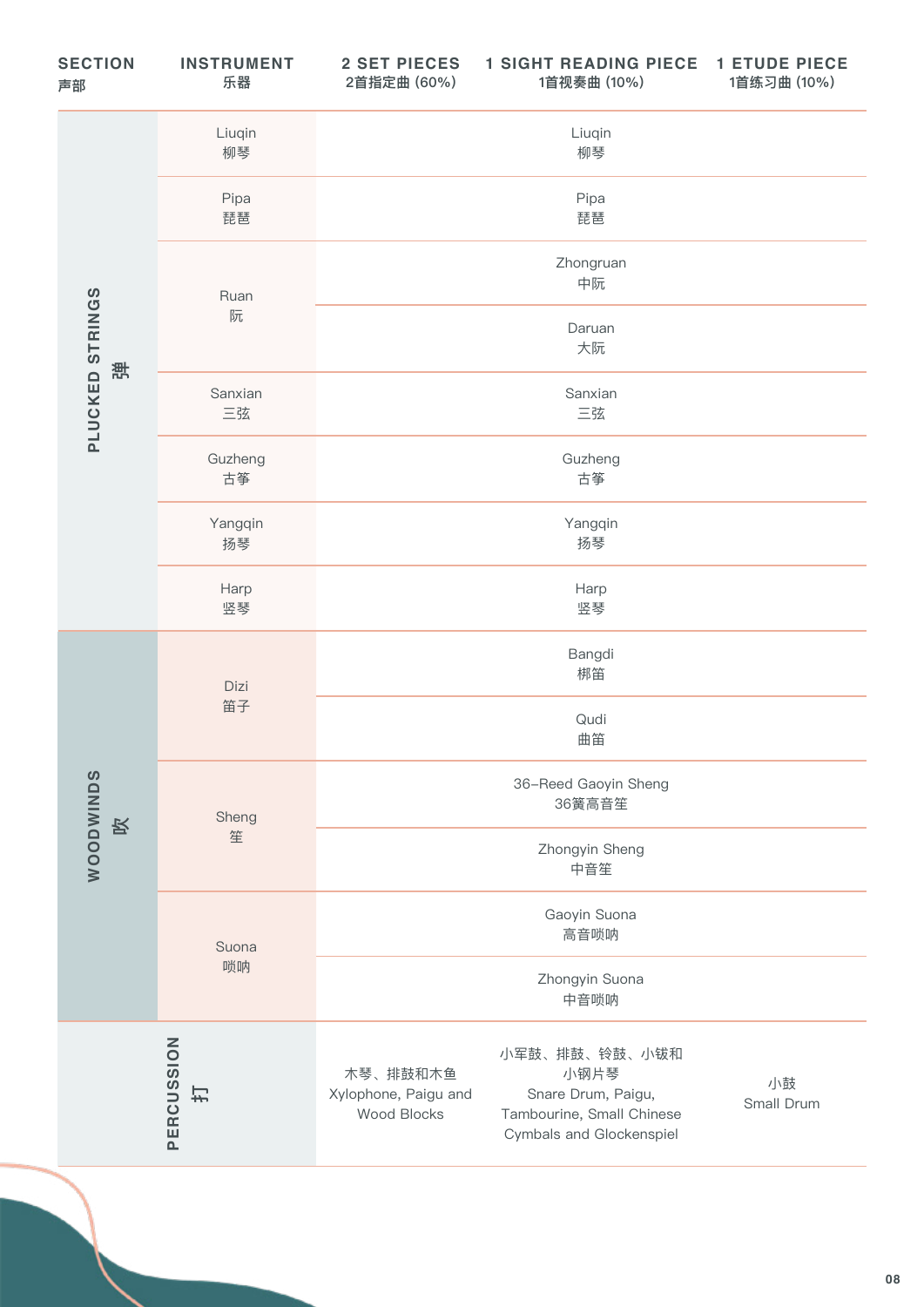| SECTION 声部 | INSTRUMENT 乐器 | 2 SET PIECES 2首指定曲 (60%) | 1 SIGHT READING PIECE 1首视奏曲 (10%) | 1 ETUDE PIECE 1首练习曲 (10%) |
|---|---|---|---|---|
| PLUCKED STRINGS 弹 | Liuqin 柳琴 | | Liuqin 柳琴 | |
| | Pipa 琵琶 | | Pipa 琵琶 | |
| | Ruan 阮 | | Zhongruan 中阮 | |
| | | | Daruan 大阮 | |
| | Sanxian 三弦 | | Sanxian 三弦 | |
| | Guzheng 古筝 | | Guzheng 古筝 | |
| | Yangqin 扬琴 | | Yangqin 扬琴 | |
| | Harp 竖琴 | | Harp 竖琴 | |
| WOODWINDS 吹 | Dizi 笛子 | | Bangdi 梆笛 | |
| | | | Qudi 曲笛 | |
| | Sheng 笙 | | 36–Reed Gaoyin Sheng 36簧高音笙 | |
| | | | Zhongyin Sheng 中音笙 | |
| | Suona 唢呐 | | Gaoyin Suona 高音唢呐 | |
| | | | Zhongyin Suona 中音唢呐 | |
| PERCUSSION 打 | | 木琴、排鼓和木鱼 Xylophone, Paigu and Wood Blocks | 小军鼓、排鼓、铃鼓、小钹和小钢片琴 Snare Drum, Paigu, Tambourine, Small Chinese Cymbals and Glockenspiel | 小鼓 Small Drum |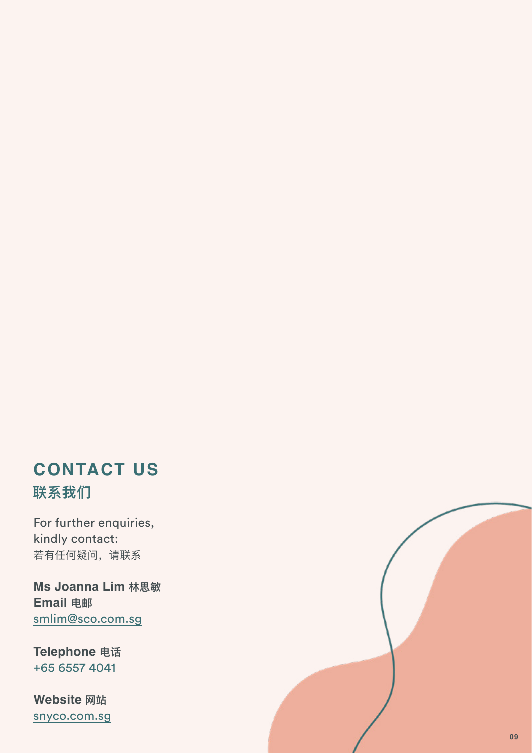## CONTACT US
## 联系我们

For further enquiries,
kindly contact:
若有任何疑问，请联系

**Ms Joanna Lim 林思敏**
**Email 电邮**
smlim@sco.com.sg

**Telephone 电话**
+65 6557 4041

**Website 网站**
snyco.com.sg